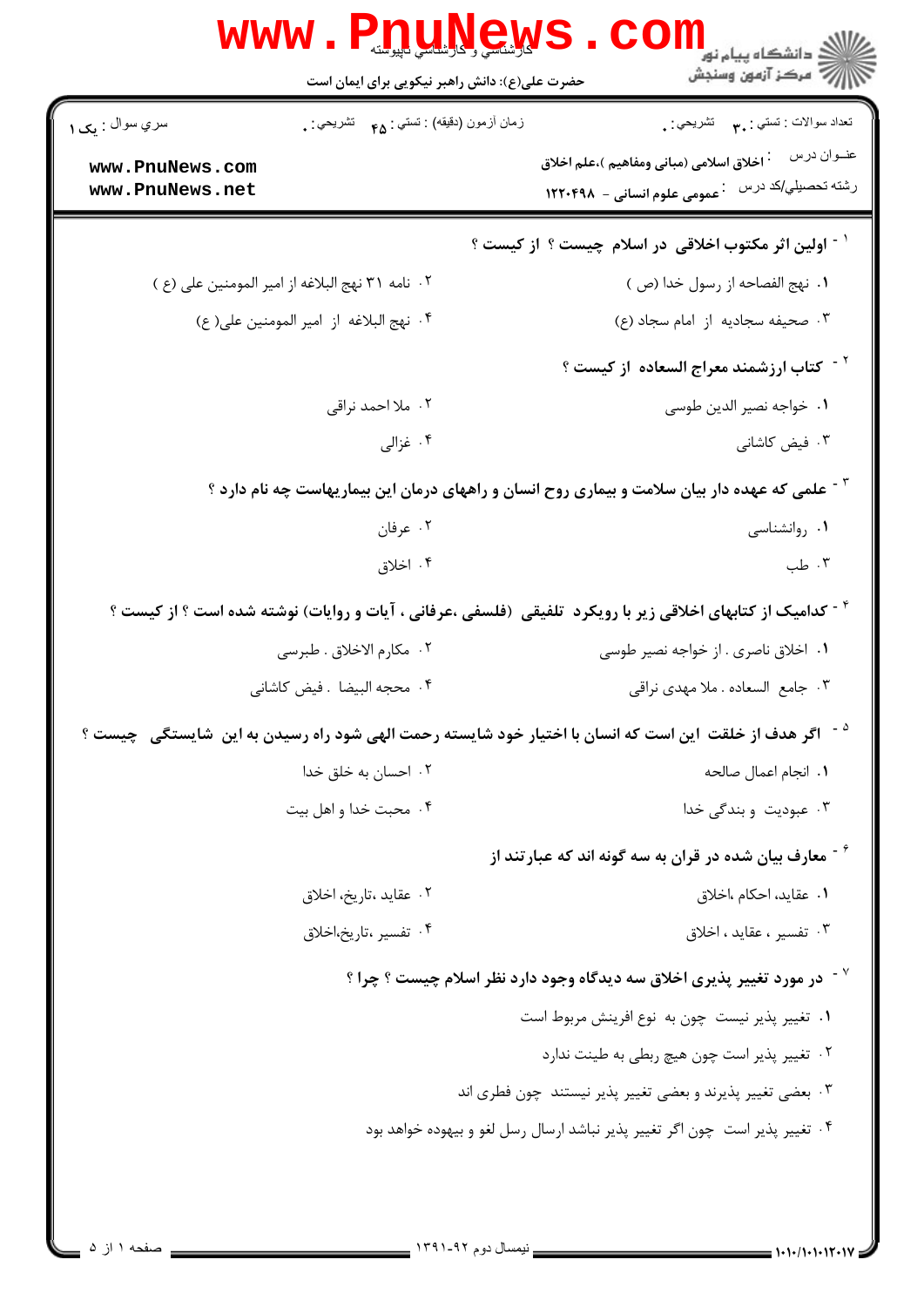حضرت علی(ع): دانش راهبر نیکویی برای ایمان است

سری سوال : یک ۱ | زمان آزمون (دقیقه) : تستی : ۴۵ تشریحی : ۰ | تعداد سوالات : تستی : ۳۰ تشریحی : ۰

عنوان درس : اخلاق اسلامی (مبانی ومفاهیم )،علم اخلاق

رشته تحصیلی/کد درس : عمومی علوم انسانی - ۱۲۲۰۴۹۸

۱- اولین اثر مکتوب اخلاقی در اسلام چیست ؟ از کیست ؟

۱. نهج الفصاحه از رسول خدا (ص)

۲. نامه ۳۱ نهج البلاغه از امیر المومنین علی (ع)

۳. صحیفه سجادیه از امام سجاد (ع)

۴. نهج البلاغه از امیر المومنین علی(ع)

۲- کتاب ارزشمند معراج السعاده از کیست ؟

۱. خواجه نصیر الدین طوسی

۲. ملا احمد نراقی

۳. فیض کاشانی

۴. غزالی

۳- علمی که عهده دار بیان سلامت و بیماری روح انسان و راههای درمان این بیماریهاست چه نام دارد ؟

۱. روانشناسی

۲. عرفان

۳. طب

۴. اخلاق

۴- کدامیک از کتابهای اخلاقی زیر با رویکرد تلفیقی (فلسفی ،عرفانی ، آیات و روایات) نوشته شده است ؟ از کیست ؟

۱. اخلاق ناصری . از خواجه نصیر طوسی

۲. مکارم الاخلاق . طبرسی

۳. جامع السعاده . ملا مهدی نراقی

۴. محجه البیضا . فیض کاشانی

۵- اگر هدف از خلقت این است که انسان با اختیار خود شایسته رحمت الهی شود راه رسیدن به این شایستگی چیست ؟

۱. انجام اعمال صالحه

۲. احسان به خلق خدا

۳. عبودیت و بندگی خدا

۴. محبت خدا و اهل بیت

۶- معارف بیان شده در قران به سه گونه اند که عبارتند از

۱. عقاید، احکام ،اخلاق

۲. عقاید ،تاریخ، اخلاق

۳. تفسیر ، عقاید ، اخلاق

۴. تفسیر ،تاریخ،اخلاق

۷- در مورد تغییر پذیری اخلاق سه دیدگاه وجود دارد نظر اسلام چیست ؟ چرا ؟

۱. تغییر پذیر نیست چون به نوع افرینش مربوط است

۲. تغییر پذیر است چون هیچ ربطی به طینت ندارد

۳. بعضی تغییر پذیرند و بعضی تغییر پذیر نیستند چون فطری اند

۴. تغییر پذیر است چون اگر تغییر پذیر نباشد ارسال رسل لغو و بیهوده خواهد بود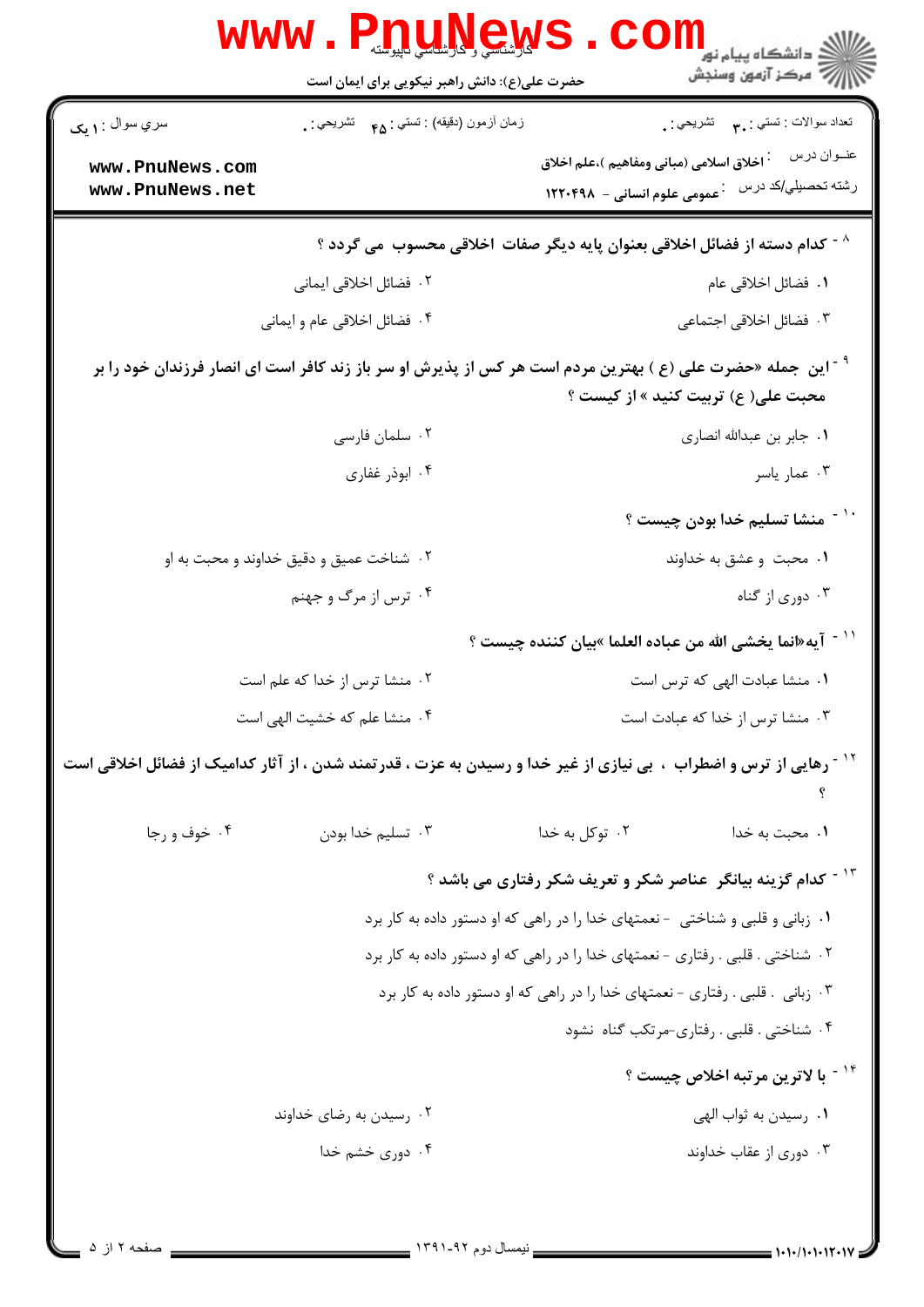کارشناسی و کارشناسی ناپیوسته

حضرت علی(ع): دانش راهبر نیکویی برای ایمان است

دانشگاه پیام نور
مرکز آزمون وسنجش

سري سوال : ۱ یک | زمان آزمون (دقیقه) : تستی : ۴۵ تشریحی : ۰ | تعداد سوالات : تستی : ۳۰ تشریحی : ۰

عنوان درس : اخلاق اسلامی (مبانی ومفاهیم )،علم اخلاق

رشته تحصیلی/کد درس : عمومی علوم انسانی - ۱۲۲۰۴۹۸

۸ - کدام دسته از فضائل اخلاقی بعنوان پایه دیگر صفات اخلاقی محسوب می گردد ؟

۱. فضائل اخلاقی عام
۲. فضائل اخلاقی ایمانی
۳. فضائل اخلاقی اجتماعی
۴. فضائل اخلاقی عام و ایمانی

۹ - این جمله «حضرت علی (ع ) بهترین مردم است هر کس از پذیرش او سر باز زند کافر است ای انصار فرزندان خود را بر محبت علی( ع) تربیت کنید » از کیست ؟

۱. جابر بن عبدالله انصاری
۲. سلمان فارسی
۳. عمار یاسر
۴. ابوذر غفاری

۱۰ - منشا تسلیم خدا بودن چیست ؟

۱. محبت و عشق به خداوند
۲. شناخت عمیق و دقیق خداوند و محبت به او
۳. دوری از گناه
۴. ترس از مرگ و جهنم

۱۱ - آیه«انما یخشی الله من عباده العلما »بیان کننده چیست ؟

۱. منشا عبادت الهی که ترس است
۲. منشا ترس از خدا که علم است
۳. منشا ترس از خدا که عبادت است
۴. منشا علم که خشیت الهی است

۱۲ - رهایی از ترس و اضطراب ، بی نیازی از غیر خدا و رسیدن به عزت ، قدرتمند شدن ، از آثار کدامیک از فضائل اخلاقی است ؟

۱. محبت به خدا
۲. توکل به خدا
۳. تسلیم خدا بودن
۴. خوف و رجا

۱۳ - کدام گزینه بیانگر عناصر شکر و تعریف شکر رفتاری می باشد ؟

۱. زبانی و قلبی و شناختی - نعمتهای خدا را در راهی که او دستور داده به کار برد
۲. شناختی . قلبی . رفتاری - نعمتهای خدا را در راهی که او دستور داده به کار برد
۳. زبانی . قلبی . رفتاری - نعمتهای خدا را در راهی که او دستور داده به کار برد
۴. شناختی . قلبی . رفتاری-مرتکب گناه نشود

۱۴ - با لاترین مرتبه اخلاص چیست ؟

۱. رسیدن به ثواب الهی
۲. رسیدن به رضای خداوند
۳. دوری از عقاب خداوند
۴. دوری خشم خدا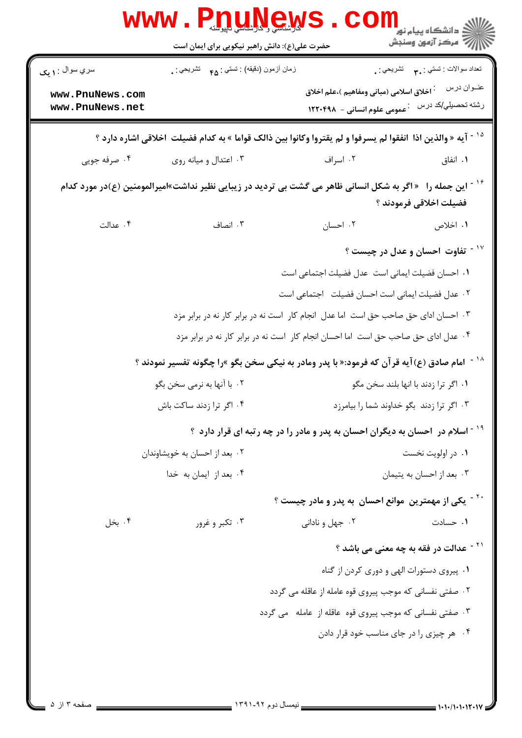۱۵ - آیه « والذین اذا انفقوا لم یسرفوا و لم یقتروا وکانوا بین ذالک قواما » به کدام فضیلت اخلاقی اشاره دارد ؟

۱. انفاق
۲. اسراف
۳. اعتدال و میانه روی
۴. صرفه جویی

۱۶ - این جمله را «اگر به شکل انسانی ظاهر می گشت بی تردید در زیبایی نظیر نداشت»امیرالمومنین (ع)در مورد کدام فضیلت اخلاقی فرمودند ؟

۱. اخلاص
۲. احسان
۳. انصاف
۴. عدالت

۱۷ - تفاوت احسان و عدل در چیست ؟

۱. احسان فضیلت ایمانی است عدل فضیلت اجتماعی است
۲. عدل فضیلت ایمانی است احسان فضیلت اجتماعی است
۳. احسان ادای حق صاحب حق است اما عدل انجام کار است نه در برابر کار نه در برابر مزد
۴. عدل ادای حق صاحب حق است اما احسان انجام کار است نه در برابر کار نه در برابر مزد

۱۸ - امام صادق (ع)آیه قرآن که فرمود:« با پدر ومادر به نیکی سخن بگو »را چگونه تفسیر نمودند ؟

۱. اگر ترا زدند با انها بلند سخن مگو
۲. با آنها به نرمی سخن بگو
۳. اگر ترا زدند بگو خداوند شما را بیامرزد
۴. اگر ترا زدند ساکت باش

۱۹ - اسلام در احسان به دیگران احسان به پدر و مادر را در چه رتبه ای قرار دارد ؟

۱. در اولویت نخست
۲. بعد از احسان به خویشاوندان
۳. بعد از احسان به یتیمان
۴. بعد از ایمان به خدا

۲۰ - یکی از مهمترین موانع احسان به پدر و مادر چیست ؟

۱. حسادت
۲. جهل و نادانی
۳. تکبر و غرور
۴. بخل

۲۱ - عدالت در فقه به چه معنی می باشد ؟

۱. پیروی دستورات الهی و دوری کردن از گناه
۲. صفتی نفسانی که موجب پیروی قوه عامله از عاقله می گردد
۳. صفتی نفسانی که موجب پیروی قوه عاقله از عامله می گردد
۴. هر چیزی را در جای مناسب خود قرار دادن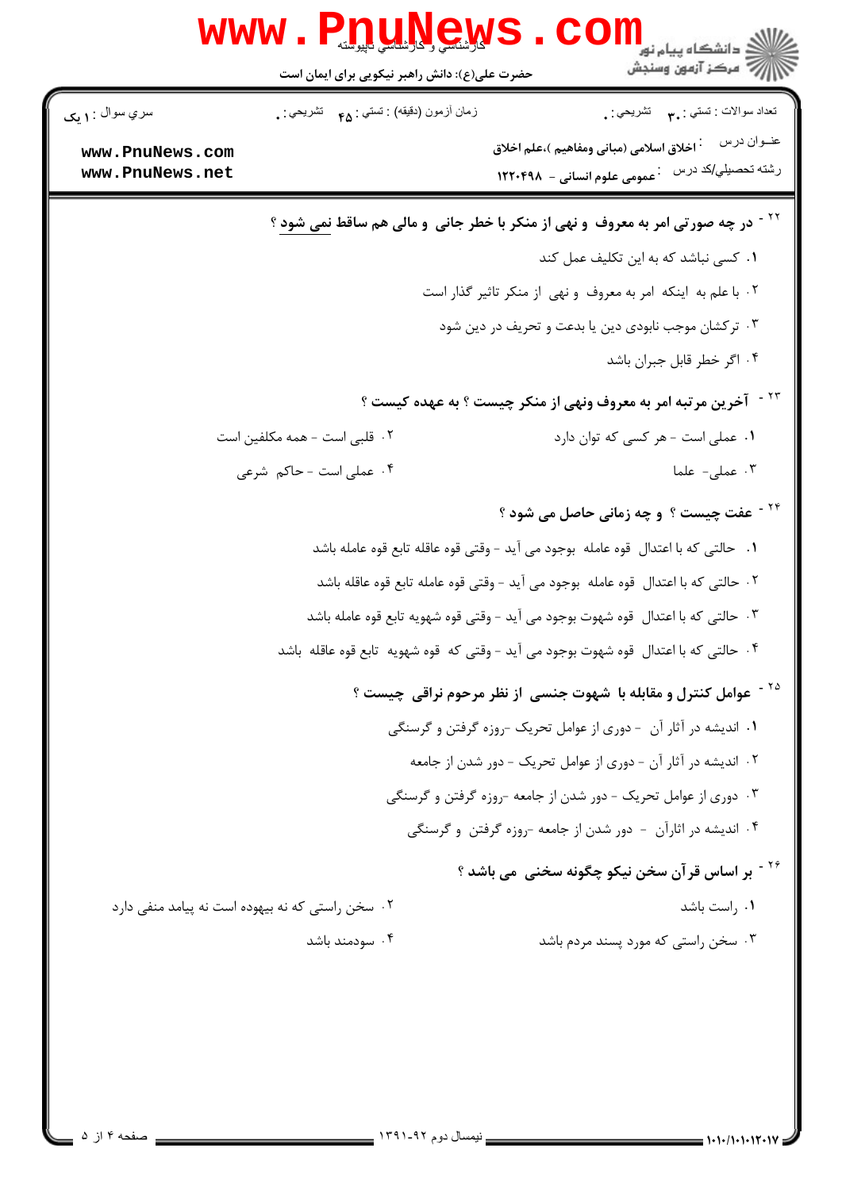۲۲ - **در چه صورتی امر به معروف و نهی از منکر با خطر جانی و مالی هم ساقط نمی شود ؟**

۱. کسی نباشد که به این تکلیف عمل کند

۲. با علم به اینکه امر به معروف و نهی از منکر تاثیر گذار است

۳. ترکشان موجب نابودی دین یا بدعت و تحریف در دین شود

۴. اگر خطر قابل جبران باشد

۲۳ - **آخرین مرتبه امر به معروف ونهی از منکر چیست ؟ به عهده کیست ؟**

۱. عملی است - هر کسی که توان دارد

۲. قلبی است - همه مکلفین است

۳. عملی- علما

۴. عملی است - حاکم شرعی

۲۴ - **عفت چیست ؟ و چه زمانی حاصل می شود ؟**

۱. حالتی که با اعتدال قوه عامله بوجود می آید - وقتی قوه عاقله تابع قوه عامله باشد

۲. حالتی که با اعتدال قوه عامله بوجود می آید - وقتی قوه عامله تابع قوه عاقله باشد

۳. حالتی که با اعتدال قوه شهوت بوجود می آید - وقتی قوه شهویه تابع قوه عامله باشد

۴. حالتی که با اعتدال قوه شهوت بوجود می آید - وقتی که قوه شهویه تابع قوه عاقله باشد

۲۵ - **عوامل کنترل و مقابله با شهوت جنسی از نظر مرحوم نراقی چیست ؟**

۱. اندیشه در آثار آن - دوری از عوامل تحریک -روزه گرفتن و گرسنگی

۲. اندیشه در آثار آن - دوری از عوامل تحریک - دور شدن از جامعه

۳. دوری از عوامل تحریک - دور شدن از جامعه -روزه گرفتن و گرسنگی

۴. اندیشه در اثارآن - دور شدن از جامعه -روزه گرفتن و گرسنگی

۲۶ - **بر اساس قرآن سخن نیکو چگونه سخنی می باشد ؟**

۱. راست باشد

۲. سخن راستی که نه بیهوده است نه پیامد منفی دارد

۳. سخن راستی که مورد پسند مردم باشد

۴. سودمند باشد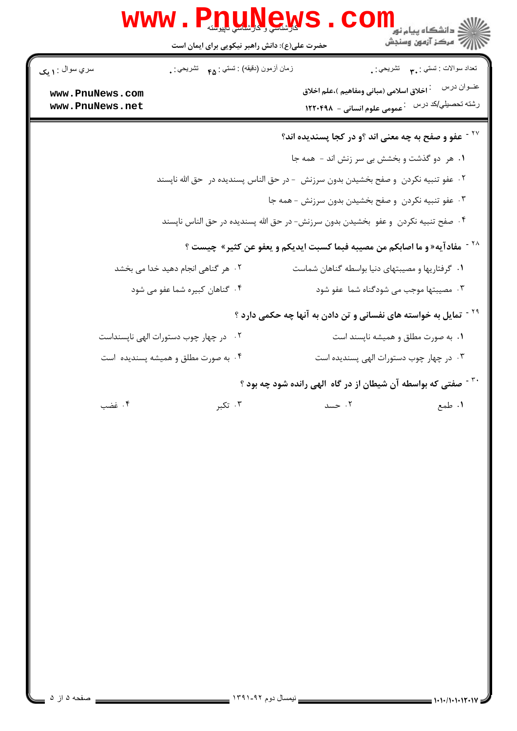۲۷ - **عفو و صفح به چه معنی اند ؟و در کجا پسندیده اند؟**

۱. هر دو گذشت و بخشش بی سر زنش اند - همه جا

۲. عفو تنبیه نکردن و صفح بخشیدن بدون سرزنش - در حق الناس پسندیده در حق الله ناپسند

۳. عفو تنبیه نکردن و صفح بخشیدن بدون سرزنش - همه جا

۴. صفح تنبیه نکردن و عفو بخشیدن بدون سرزنش- در حق الله پسندیده در حق الناس ناپسند

۲۸ - **مفادآیه« و ما اصابکم من مصیبه فبما کسبت ایدیکم و یعفو عن کثیر» چیست ؟**

۱. گرفتاریها و مصیبتهای دنیا بواسطه گناهان شماست

۲. هر گناهی انجام دهید خدا می بخشد

۳. مصیبتها موجب می شودگناه شما عفو شود

۴. گناهان کبیره شما عفو می شود

۲۹ - **تمایل به خواسته های نفسانی و تن دادن به آنها چه حکمی دارد ؟**

۱. به صورت مطلق و همیشه ناپسند است

۲. در چهار چوب دستورات الهی ناپسنداست

۳. در چهار چوب دستورات الهی پسندیده است

۴. به صورت مطلق و همیشه پسندیده است

۳۰ - **صفتی که بواسطه آن شیطان از در گاه الهی رانده شود چه بود ؟**

۱. طمع

۲. حسد

۳. تکبر

۴. غضب